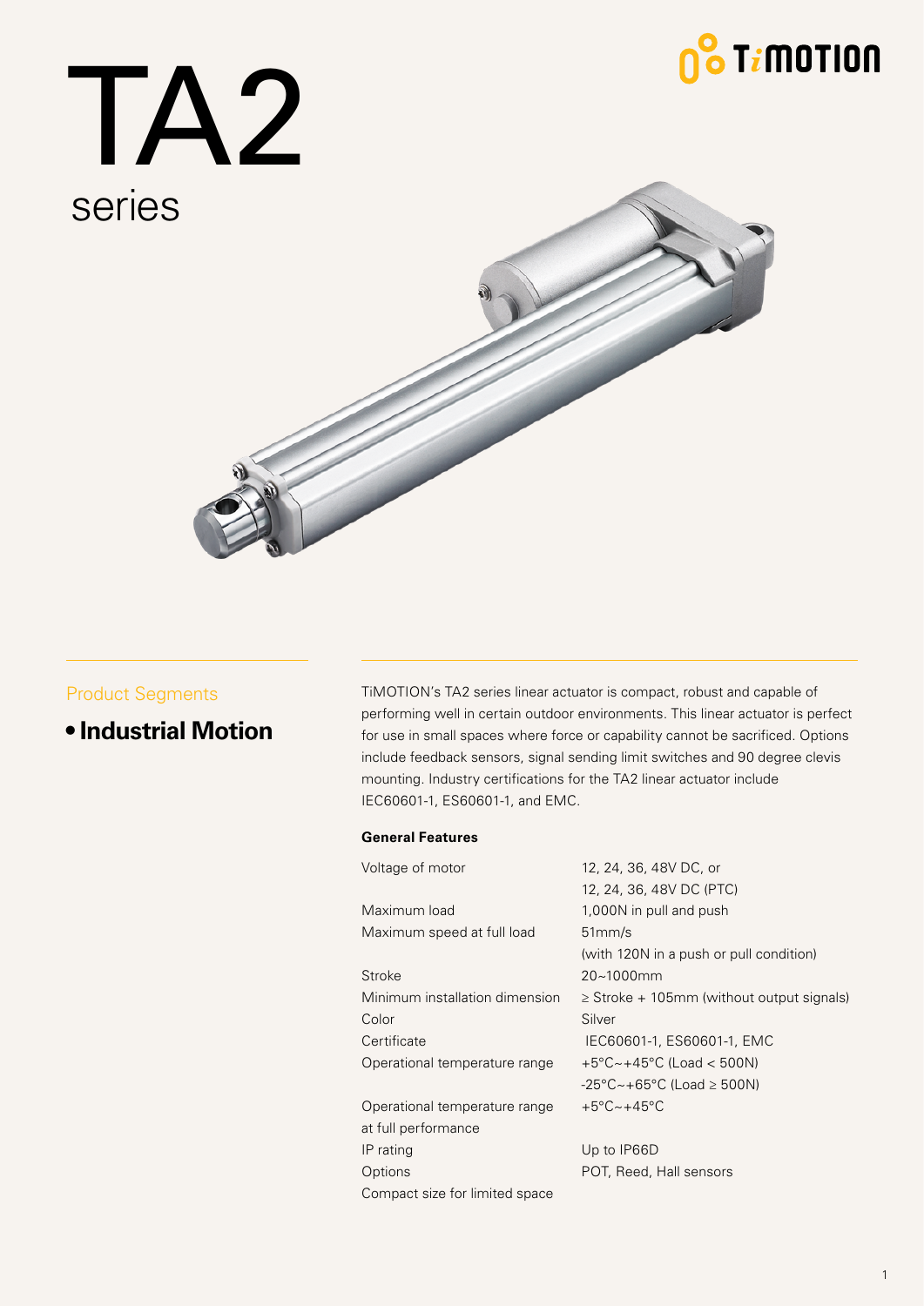# TA2

series

Product Segments

- **Industrial Motion**

TiMOTION's TA2 series linear actuator is compact, robust and capable of performing well in certain outdoor environments. This linear actuator is perfect for use in small spaces where force or capability cannot be sacrificed. Options include feedback sensors, signal sending limit switches and 90 degree clevis mounting. Industry certifications for the TA2 linear actuator include IEC60601-1, ES60601-1, and EMC.

**General Features**

| | |
|---|---|
| Voltage of motor | 12, 24, 36, 48V DC, or<br>12, 24, 36, 48V DC (PTC) |
| Maximum load | 1,000N in pull and push |
| Maximum speed at full load | 51mm/s<br>(with 120N in a push or pull condition) |
| Stroke | 20~1000mm |
| Minimum installation dimension | ≥ Stroke + 105mm (without output signals) |
| Color | Silver |
| Certificate | IEC60601-1, ES60601-1, EMC |
| Operational temperature range | +5°C~+45°C (Load < 500N)<br>-25°C~+65°C (Load ≥ 500N) |
| Operational temperature range at full performance | +5°C~+45°C |
| IP rating | Up to IP66D |
| Options | POT, Reed, Hall sensors |
| Compact size for limited space | |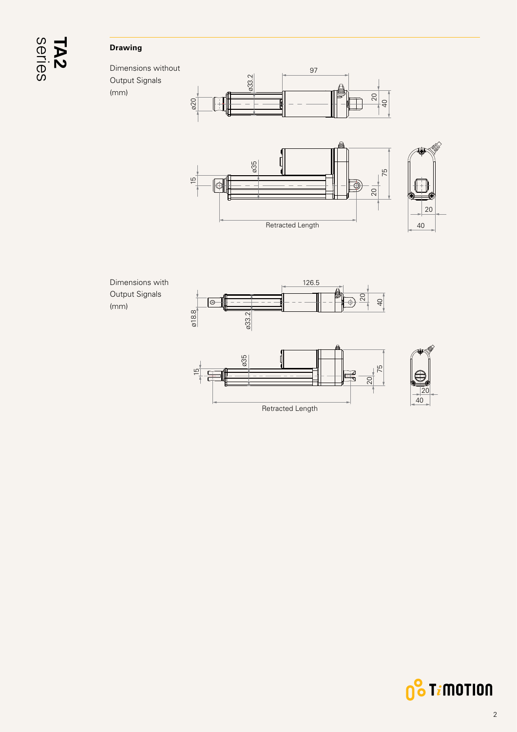## Drawing

Dimensions without Output Signals (mm)

Dimensions with Output Signals (mm)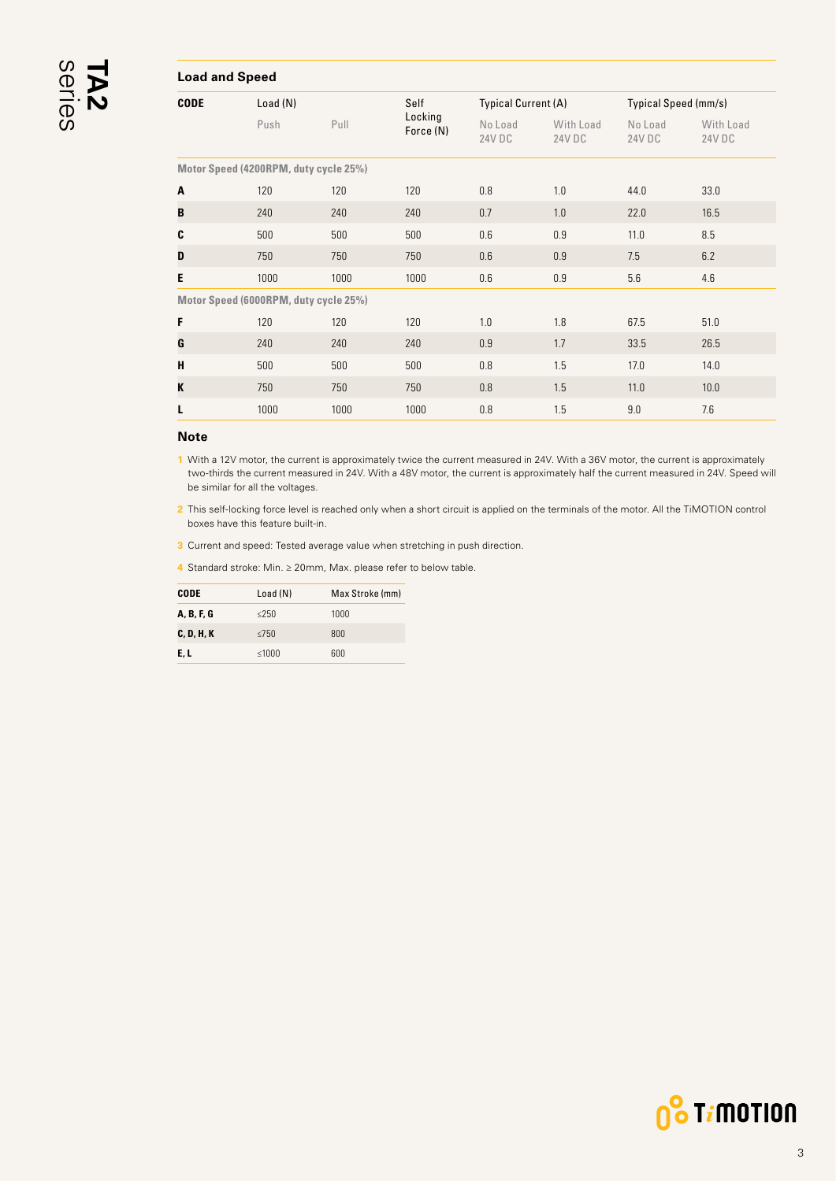## Load and Speed

| CODE | Load (N) | | Self Locking Force (N) | Typical Current (A) | | Typical Speed (mm/s) | |
|---|---|---|---|---|---|---|---|
| | Push | Pull | | No Load 24V DC | With Load 24V DC | No Load 24V DC | With Load 24V DC |
| **Motor Speed (4200RPM, duty cycle 25%)** | | | | | | | |
| **A** | 120 | 120 | 120 | 0.8 | 1.0 | 44.0 | 33.0 |
| **B** | 240 | 240 | 240 | 0.7 | 1.0 | 22.0 | 16.5 |
| **C** | 500 | 500 | 500 | 0.6 | 0.9 | 11.0 | 8.5 |
| **D** | 750 | 750 | 750 | 0.6 | 0.9 | 7.5 | 6.2 |
| **E** | 1000 | 1000 | 1000 | 0.6 | 0.9 | 5.6 | 4.6 |
| **Motor Speed (6000RPM, duty cycle 25%)** | | | | | | | |
| **F** | 120 | 120 | 120 | 1.0 | 1.8 | 67.5 | 51.0 |
| **G** | 240 | 240 | 240 | 0.9 | 1.7 | 33.5 | 26.5 |
| **H** | 500 | 500 | 500 | 0.8 | 1.5 | 17.0 | 14.0 |
| **K** | 750 | 750 | 750 | 0.8 | 1.5 | 11.0 | 10.0 |
| **L** | 1000 | 1000 | 1000 | 0.8 | 1.5 | 9.0 | 7.6 |

### Note

1. With a 12V motor, the current is approximately twice the current measured in 24V. With a 36V motor, the current is approximately two-thirds the current measured in 24V. With a 48V motor, the current is approximately half the current measured in 24V. Speed will be similar for all the voltages.
2. This self-locking force level is reached only when a short circuit is applied on the terminals of the motor. All the TiMOTION control boxes have this feature built-in.
3. Current and speed: Tested average value when stretching in push direction.
4. Standard stroke: Min. ≥ 20mm, Max. please refer to below table.

| CODE | Load (N) | Max Stroke (mm) |
|---|---|---|
| **A, B, F, G** | ≤250 | 1000 |
| **C, D, H, K** | ≤750 | 800 |
| **E, L** | ≤1000 | 600 |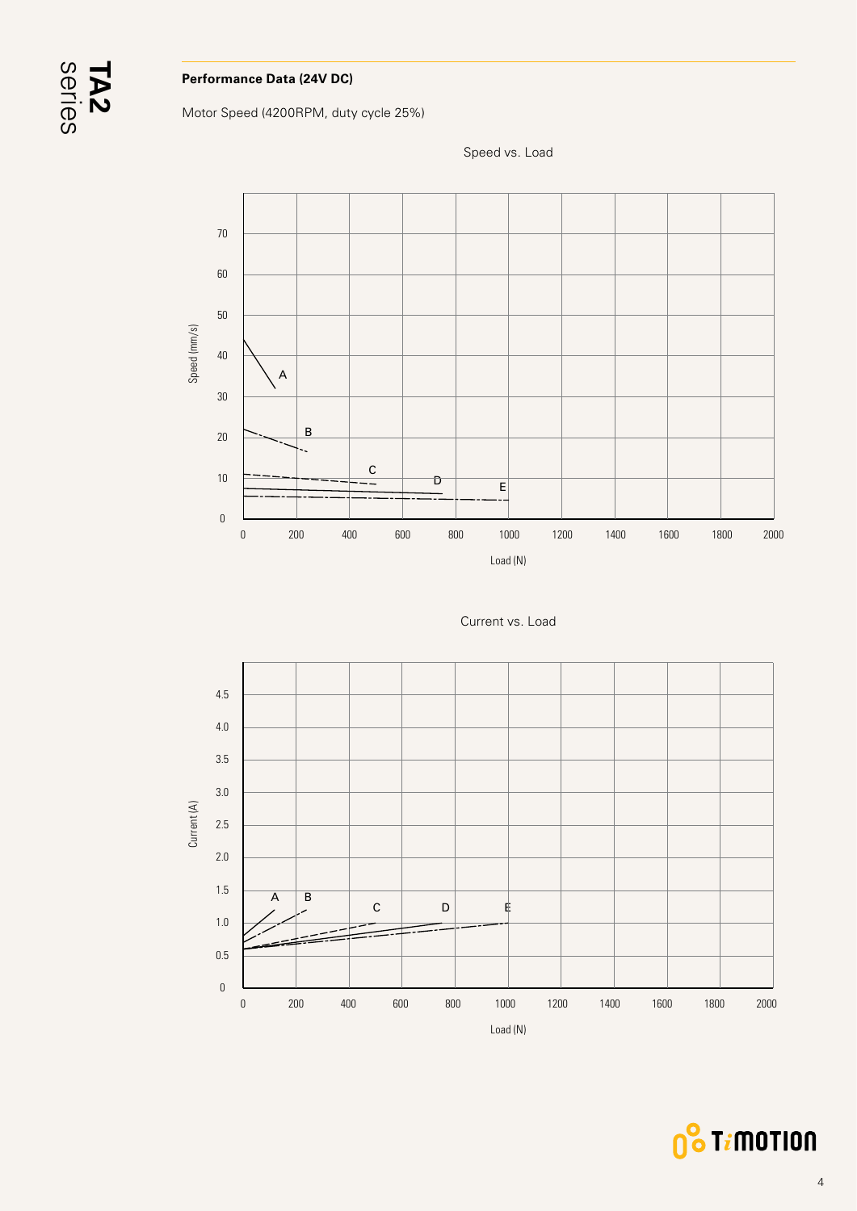**Performance Data (24V DC)**

Motor Speed (4200RPM, duty cycle 25%)

Speed vs. Load

Current vs. Load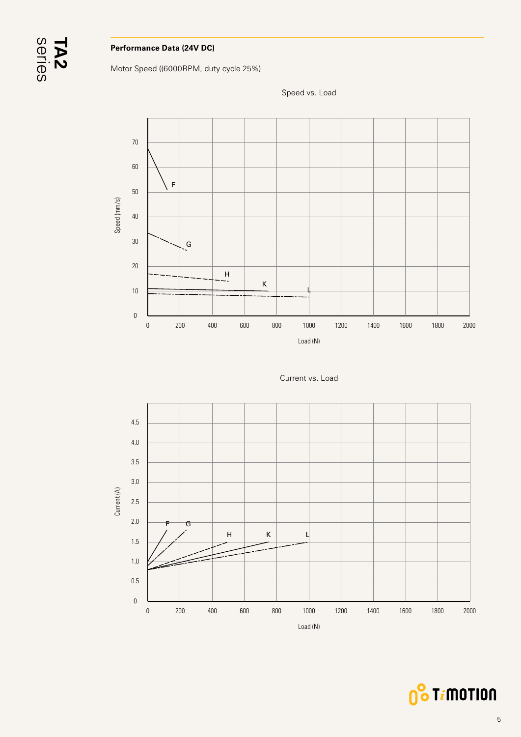**Performance Data (24V DC)**

Motor Speed ((6000RPM, duty cycle 25%)

Speed vs. Load

Current vs. Load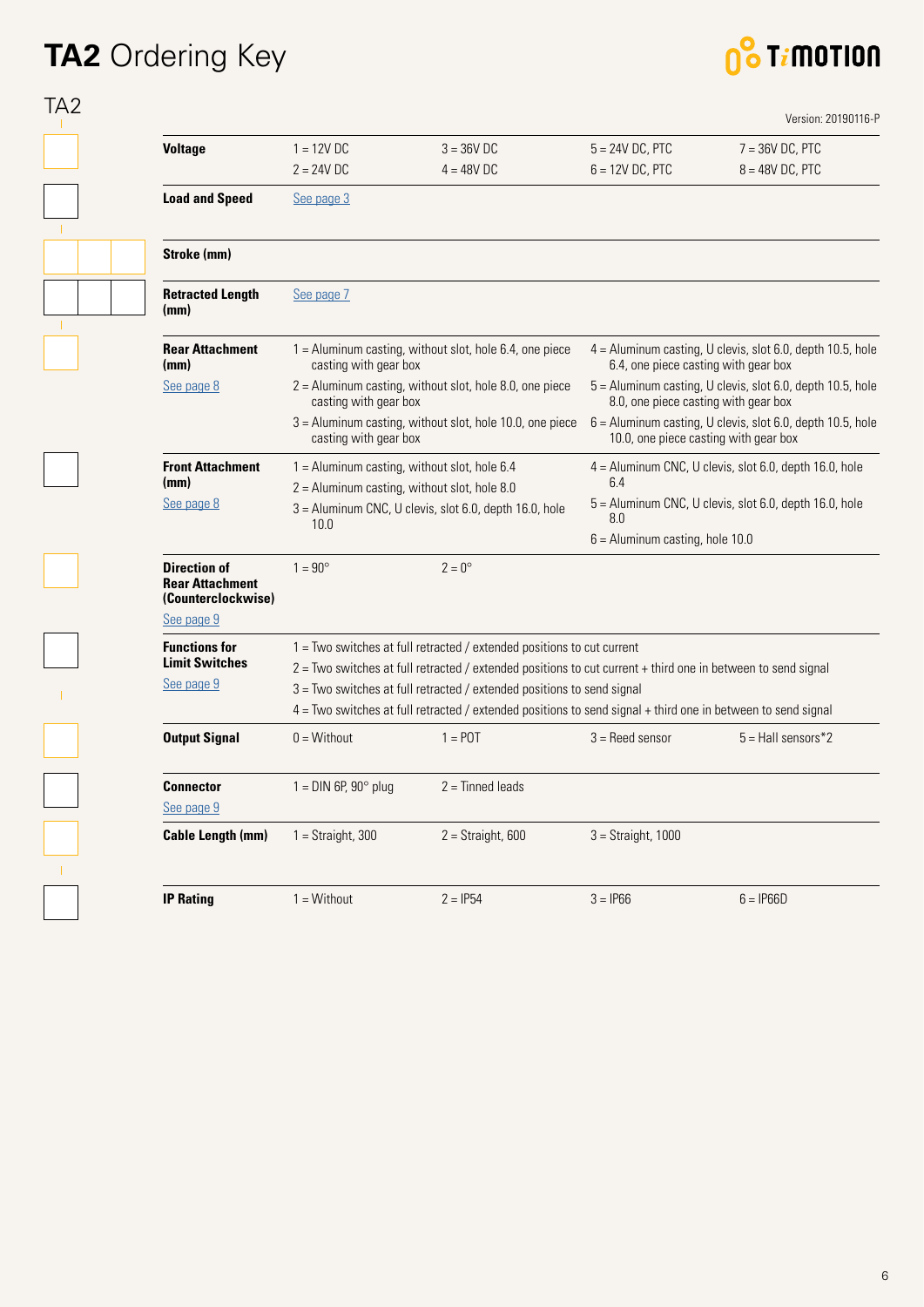# TA2 Ordering Key

TA2

Version: 20190116-P

| | | | | |
|---|---|---|---|---|
| **Voltage** | 1 = 12V DC<br>2 = 24V DC | 3 = 36V DC<br>4 = 48V DC | 5 = 24V DC, PTC<br>6 = 12V DC, PTC | 7 = 36V DC, PTC<br>8 = 48V DC, PTC |
| **Load and Speed** | See page 3 | | | |
| **Stroke (mm)** | | | | |
| **Retracted Length (mm)** | See page 7 | | | |
| **Rear Attachment (mm)**<br>See page 8 | 1 = Aluminum casting, without slot, hole 6.4, one piece casting with gear box<br>2 = Aluminum casting, without slot, hole 8.0, one piece casting with gear box<br>3 = Aluminum casting, without slot, hole 10.0, one piece casting with gear box | | 4 = Aluminum casting, U clevis, slot 6.0, depth 10.5, hole 6.4, one piece casting with gear box<br>5 = Aluminum casting, U clevis, slot 6.0, depth 10.5, hole 8.0, one piece casting with gear box<br>6 = Aluminum casting, U clevis, slot 6.0, depth 10.5, hole 10.0, one piece casting with gear box | |
| **Front Attachment (mm)**<br>See page 8 | 1 = Aluminum casting, without slot, hole 6.4<br>2 = Aluminum casting, without slot, hole 8.0<br>3 = Aluminum CNC, U clevis, slot 6.0, depth 16.0, hole 10.0 | | 4 = Aluminum CNC, U clevis, slot 6.0, depth 16.0, hole 6.4<br>5 = Aluminum CNC, U clevis, slot 6.0, depth 16.0, hole 8.0<br>6 = Aluminum casting, hole 10.0 | |
| **Direction of Rear Attachment (Counterclockwise)**<br>See page 9 | 1 = 90° | 2 = 0° | | |
| **Functions for Limit Switches**<br>See page 9 | 1 = Two switches at full retracted / extended positions to cut current<br>2 = Two switches at full retracted / extended positions to cut current + third one in between to send signal<br>3 = Two switches at full retracted / extended positions to send signal<br>4 = Two switches at full retracted / extended positions to send signal + third one in between to send signal | | | |
| **Output Signal** | 0 = Without | 1 = POT | 3 = Reed sensor | 5 = Hall sensors*2 |
| **Connector**<br>See page 9 | 1 = DIN 6P, 90° plug | 2 = Tinned leads | | |
| **Cable Length (mm)** | 1 = Straight, 300 | 2 = Straight, 600 | 3 = Straight, 1000 | |
| **IP Rating** | 1 = Without | 2 = IP54 | 3 = IP66 | 6 = IP66D |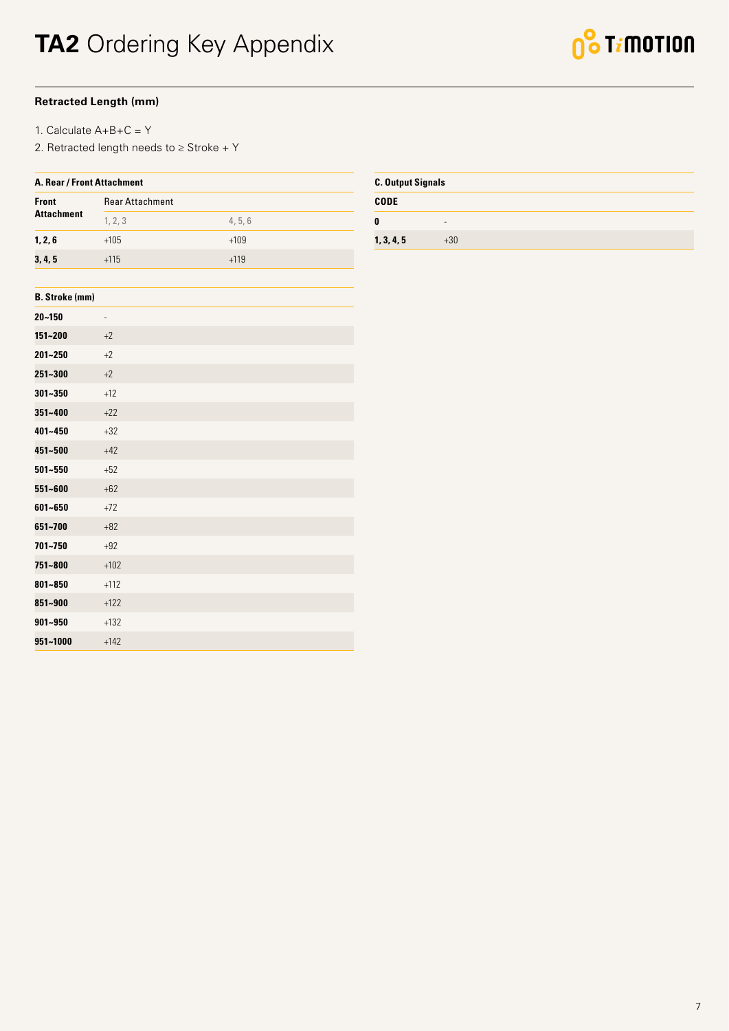# TA2 Ordering Key Appendix

### Retracted Length (mm)

1. Calculate A+B+C = Y
2. Retracted length needs to ≥ Stroke + Y

**A. Rear / Front Attachment**

| Front Attachment | Rear Attachment | |
|---|---|---|
| | 1, 2, 3 | 4, 5, 6 |
| **1, 2, 6** | +105 | +109 |
| **3, 4, 5** | +115 | +119 |

**B. Stroke (mm)**

| B. Stroke (mm) | |
|---|---|
| **20~150** | - |
| **151~200** | +2 |
| **201~250** | +2 |
| **251~300** | +2 |
| **301~350** | +12 |
| **351~400** | +22 |
| **401~450** | +32 |
| **451~500** | +42 |
| **501~550** | +52 |
| **551~600** | +62 |
| **601~650** | +72 |
| **651~700** | +82 |
| **701~750** | +92 |
| **751~800** | +102 |
| **801~850** | +112 |
| **851~900** | +122 |
| **901~950** | +132 |
| **951~1000** | +142 |

**C. Output Signals**

| CODE | |
|---|---|
| **0** | - |
| **1, 3, 4, 5** | +30 |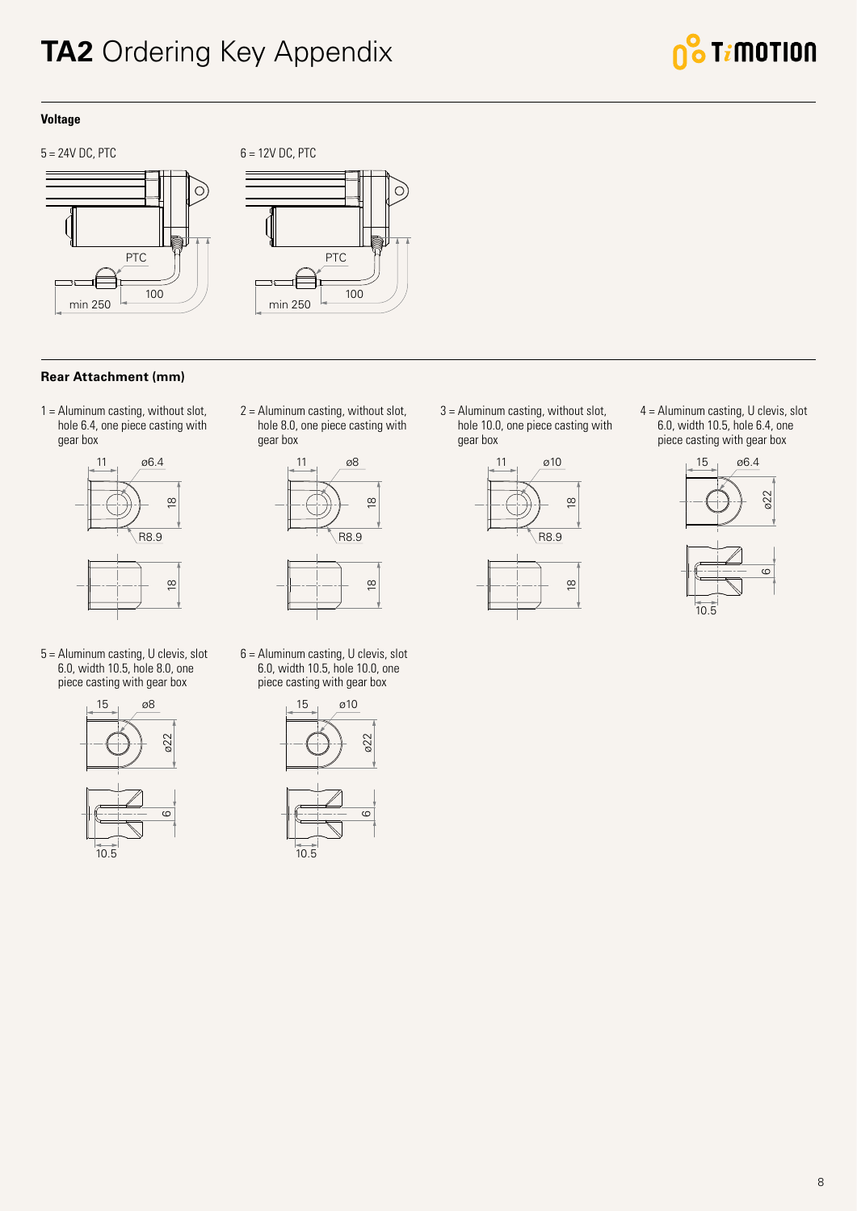# TA2 Ordering Key Appendix

### Voltage

5 = 24V DC, PTC

6 = 12V DC, PTC

### Rear Attachment (mm)

1 = Aluminum casting, without slot, hole 6.4, one piece casting with gear box

2 = Aluminum casting, without slot, hole 8.0, one piece casting with gear box

3 = Aluminum casting, without slot, hole 10.0, one piece casting with gear box

4 = Aluminum casting, U clevis, slot 6.0, width 10.5, hole 6.4, one piece casting with gear box

5 = Aluminum casting, U clevis, slot 6.0, width 10.5, hole 8.0, one piece casting with gear box

6 = Aluminum casting, U clevis, slot 6.0, width 10.5, hole 10.0, one piece casting with gear box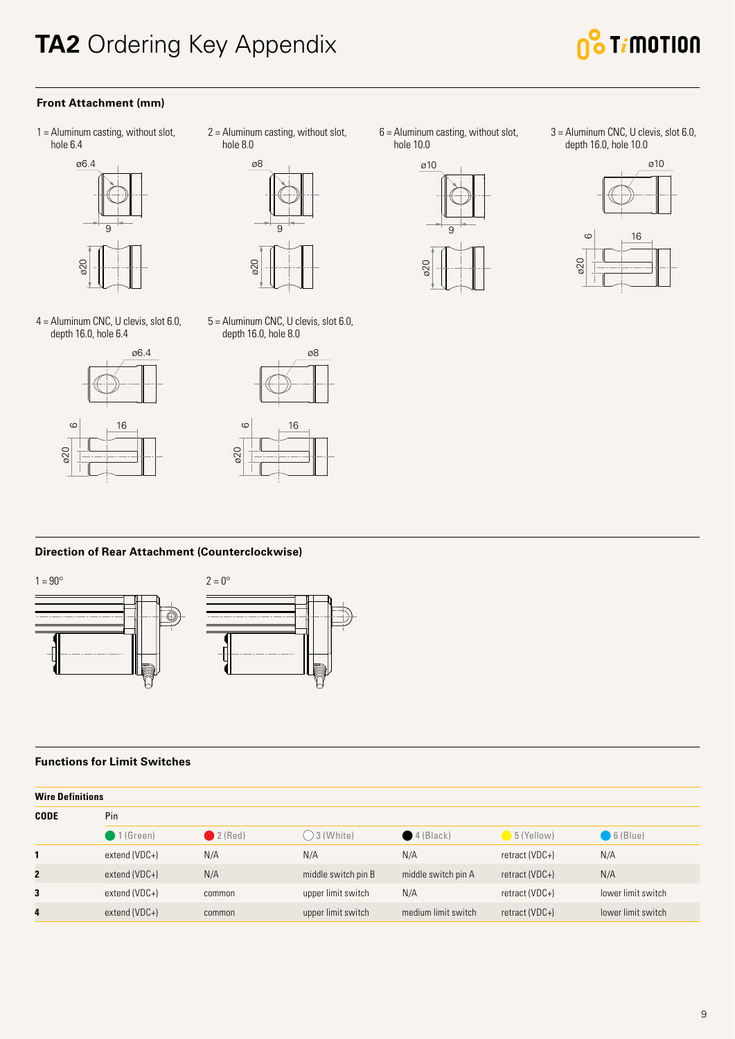# TA2 Ordering Key Appendix

## Front Attachment (mm)

1 = Aluminum casting, without slot, hole 6.4

ø6.4
9
ø20

2 = Aluminum casting, without slot, hole 8.0

ø8
9
ø20

6 = Aluminum casting, without slot, hole 10.0

ø10
9
ø20

3 = Aluminum CNC, U clevis, slot 6.0, depth 16.0, hole 10.0

ø10
6
16
ø20

4 = Aluminum CNC, U clevis, slot 6.0, depth 16.0, hole 6.4

ø6.4
6
16
ø20

5 = Aluminum CNC, U clevis, slot 6.0, depth 16.0, hole 8.0

ø8
6
16
ø20

## Direction of Rear Attachment (Counterclockwise)

1 = 90°

2 = 0°

## Functions for Limit Switches

**Wire Definitions**

| CODE | Pin | | | | | |
|---|---|---|---|---|---|---|
| | 1 (Green) | 2 (Red) | 3 (White) | 4 (Black) | 5 (Yellow) | 6 (Blue) |
| 1 | extend (VDC+) | N/A | N/A | N/A | retract (VDC+) | N/A |
| 2 | extend (VDC+) | N/A | middle switch pin B | middle switch pin A | retract (VDC+) | N/A |
| 3 | extend (VDC+) | common | upper limit switch | N/A | retract (VDC+) | lower limit switch |
| 4 | extend (VDC+) | common | upper limit switch | medium limit switch | retract (VDC+) | lower limit switch |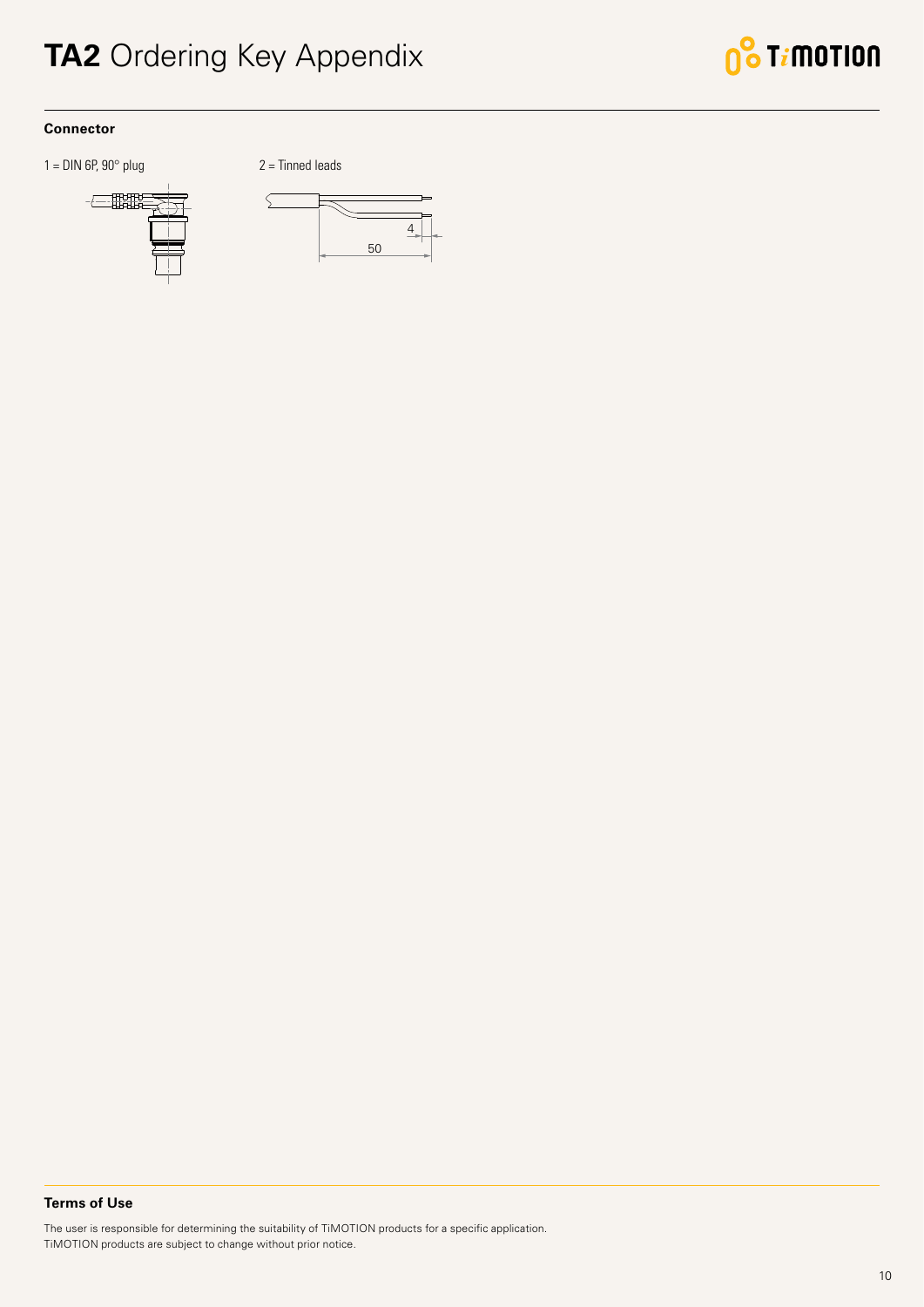# **TA2** Ordering Key Appendix

**Connector**

1 = DIN 6P, 90° plug

2 = Tinned leads

4

50

**Terms of Use**

The user is responsible for determining the suitability of TiMOTION products for a specific application.
TiMOTION products are subject to change without prior notice.